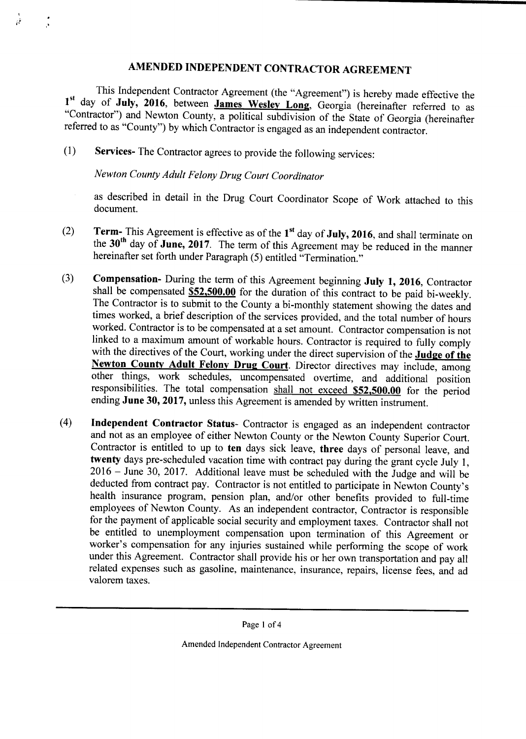# AMENDED INDEPENDENT CONTRACTOR AGREEMENT

This Independent Contractor Agreement (the "Agreement") is hereby made effective the 1st day of **July, 2016**, between **James Wesley Long**, Georgia (hereinafter referred to as "Contractor") and Newton County, a political subdivision of the State of Georgia (hereinafter referred to as "County") by which Contractor is engaged as an independent contractor.

(1) **Services-** The Contractor agrees to provide the following services:

*Newton County Adult Felony Drug Court Coordinator*

as described in detail in the Drug Court Coordinator Scope of Work attached to this document.

(2) **Term-** This Agreement is effective as of the **1st** day of **July, 2016**, and shall terminate on the **30th** day of **June, 2017**. The term of this Agreement may be reduced in the manner hereinafter set forth under Paragraph (5) entitled "Termination."

(3) **Compensation-** During the term of this Agreement beginning **July 1, 2016**, Contractor shall be compensated **$52,500.00** for the duration of this contract to be paid bi-weekly. The Contractor is to submit to the County a bi-monthly statement showing the dates and times worked, a brief description of the services provided, and the total number of hours worked. Contractor is to be compensated at a set amount. Contractor compensation is not linked to a maximum amount of workable hours. Contractor is required to fully comply with the directives of the Court, working under the direct supervision of the **Judge of the Newton County Adult Felony Drug Court**. Director directives may include, among other things, work schedules, uncompensated overtime, and additional position responsibilities. The total compensation shall not exceed **$52,500.00** for the period ending **June 30, 2017,** unless this Agreement is amended by written instrument.

(4) **Independent Contractor Status-** Contractor is engaged as an independent contractor and not as an employee of either Newton County or the Newton County Superior Court. Contractor is entitled to up to **ten** days sick leave, **three** days of personal leave, and **twenty** days pre-scheduled vacation time with contract pay during the grant cycle July 1, 2016 – June 30, 2017. Additional leave must be scheduled with the Judge and will be deducted from contract pay. Contractor is not entitled to participate in Newton County's health insurance program, pension plan, and/or other benefits provided to full-time employees of Newton County. As an independent contractor, Contractor is responsible for the payment of applicable social security and employment taxes. Contractor shall not be entitled to unemployment compensation upon termination of this Agreement or worker's compensation for any injuries sustained while performing the scope of work under this Agreement. Contractor shall provide his or her own transportation and pay all related expenses such as gasoline, maintenance, insurance, repairs, license fees, and ad valorem taxes.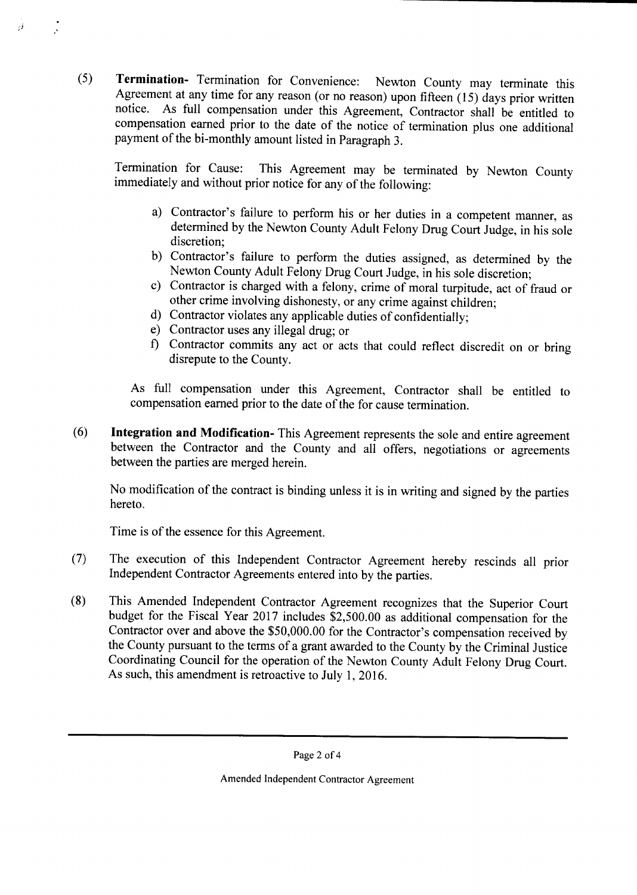(5) **Termination-** Termination for Convenience: Newton County may terminate this Agreement at any time for any reason (or no reason) upon fifteen (15) days prior written notice. As full compensation under this Agreement, Contractor shall be entitled to compensation earned prior to the date of the notice of termination plus one additional payment of the bi-monthly amount listed in Paragraph 3.

Termination for Cause: This Agreement may be terminated by Newton County immediately and without prior notice for any of the following:

a) Contractor's failure to perform his or her duties in a competent manner, as determined by the Newton County Adult Felony Drug Court Judge, in his sole discretion;
b) Contractor's failure to perform the duties assigned, as determined by the Newton County Adult Felony Drug Court Judge, in his sole discretion;
c) Contractor is charged with a felony, crime of moral turpitude, act of fraud or other crime involving dishonesty, or any crime against children;
d) Contractor violates any applicable duties of confidentially;
e) Contractor uses any illegal drug; or
f) Contractor commits any act or acts that could reflect discredit on or bring disrepute to the County.

As full compensation under this Agreement, Contractor shall be entitled to compensation earned prior to the date of the for cause termination.

(6) **Integration and Modification-** This Agreement represents the sole and entire agreement between the Contractor and the County and all offers, negotiations or agreements between the parties are merged herein.

No modification of the contract is binding unless it is in writing and signed by the parties hereto.

Time is of the essence for this Agreement.

(7) The execution of this Independent Contractor Agreement hereby rescinds all prior Independent Contractor Agreements entered into by the parties.

(8) This Amended Independent Contractor Agreement recognizes that the Superior Court budget for the Fiscal Year 2017 includes $2,500.00 as additional compensation for the Contractor over and above the $50,000.00 for the Contractor's compensation received by the County pursuant to the terms of a grant awarded to the County by the Criminal Justice Coordinating Council for the operation of the Newton County Adult Felony Drug Court. As such, this amendment is retroactive to July 1, 2016.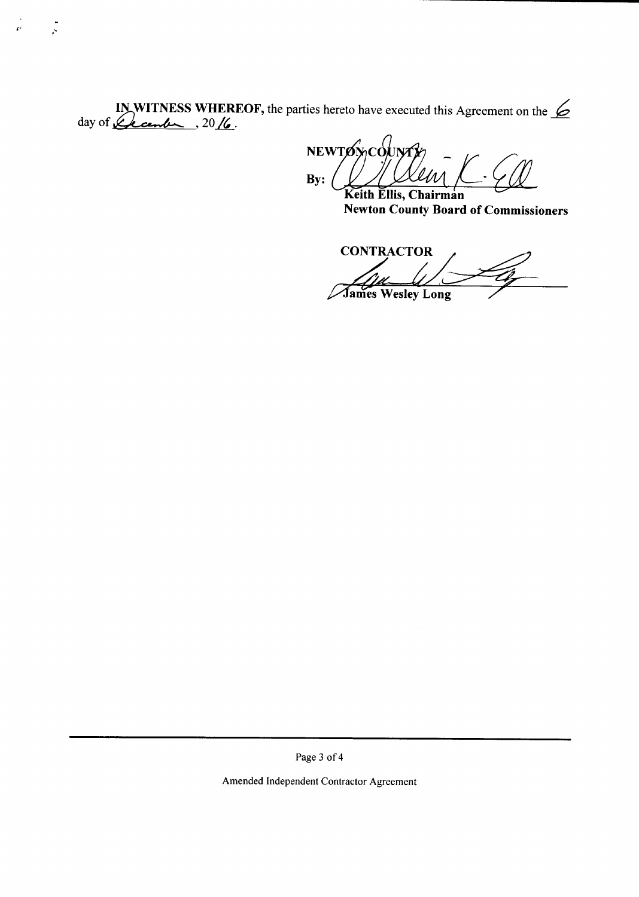**IN WITNESS WHEREOF,** the parties hereto have executed this Agreement on the 6 day of December, 2016.

**NEWTON COUNTY**

**By:** ______________________

**Keith Ellis, Chairman**
**Newton County Board of Commissioners**

**CONTRACTOR**

______________________

**James Wesley Long**

Amended Independent Contractor Agreement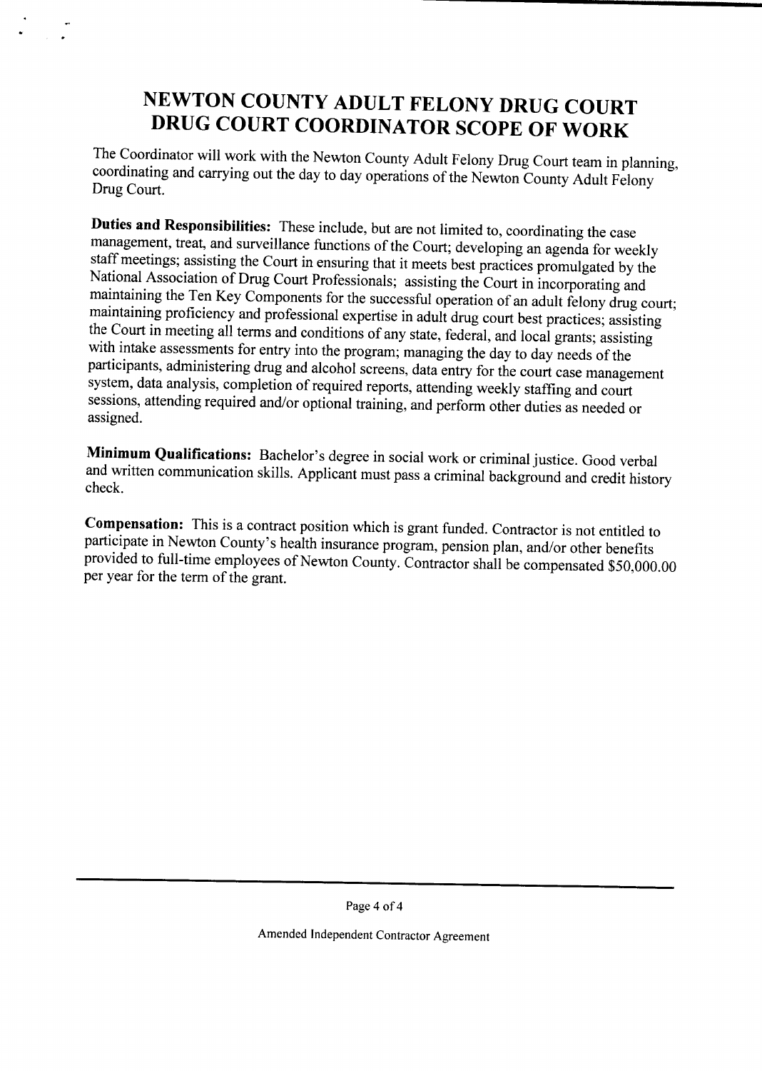# NEWTON COUNTY ADULT FELONY DRUG COURT
# DRUG COURT COORDINATOR SCOPE OF WORK

The Coordinator will work with the Newton County Adult Felony Drug Court team in planning, coordinating and carrying out the day to day operations of the Newton County Adult Felony Drug Court.

**Duties and Responsibilities:** These include, but are not limited to, coordinating the case management, treat, and surveillance functions of the Court; developing an agenda for weekly staff meetings; assisting the Court in ensuring that it meets best practices promulgated by the National Association of Drug Court Professionals; assisting the Court in incorporating and maintaining the Ten Key Components for the successful operation of an adult felony drug court; maintaining proficiency and professional expertise in adult drug court best practices; assisting the Court in meeting all terms and conditions of any state, federal, and local grants; assisting with intake assessments for entry into the program; managing the day to day needs of the participants, administering drug and alcohol screens, data entry for the court case management system, data analysis, completion of required reports, attending weekly staffing and court sessions, attending required and/or optional training, and perform other duties as needed or assigned.

**Minimum Qualifications:** Bachelor's degree in social work or criminal justice. Good verbal and written communication skills. Applicant must pass a criminal background and credit history check.

**Compensation:** This is a contract position which is grant funded. Contractor is not entitled to participate in Newton County's health insurance program, pension plan, and/or other benefits provided to full-time employees of Newton County. Contractor shall be compensated $50,000.00 per year for the term of the grant.

Amended Independent Contractor Agreement